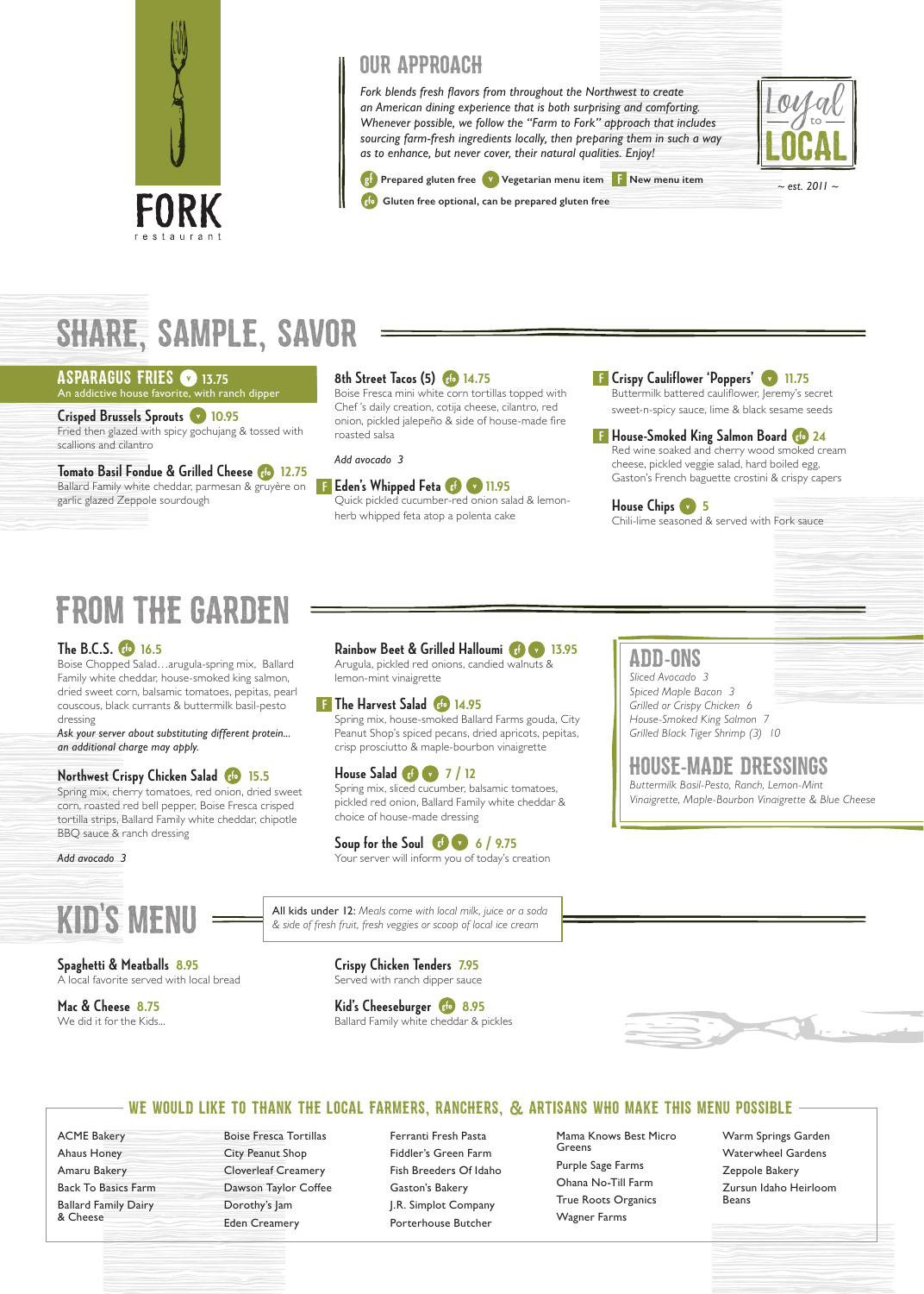# FORK
restaurant

## OUR APPROACH

*Fork blends fresh flavors from throughout the Northwest to create an American dining experience that is both surprising and comforting. Whenever possible, we follow the "Farm to Fork" approach that includes sourcing farm-fresh ingredients locally, then preparing them in such a way as to enhance, but never cover, their natural qualities. Enjoy!*

gf Prepared gluten free · v Vegetarian menu item · F New menu item

gfo Gluten free optional, can be prepared gluten free

Loyal to LOCAL ~ est. 2011 ~

## SHARE, SAMPLE, SAVOR

**ASPARAGUS FRIES** v 13.75
An addictive house favorite, with ranch dipper

**Crisped Brussels Sprouts** v 10.95
Fried then glazed with spicy gochujang & tossed with scallions and cilantro

**Tomato Basil Fondue & Grilled Cheese** gfo 12.75
Ballard Family white cheddar, parmesan & gruyère on garlic glazed Zeppole sourdough

**8th Street Tacos (5)** gfo 14.75
Boise Fresca mini white corn tortillas topped with Chef 's daily creation, cotija cheese, cilantro, red onion, pickled jalepeño & side of house-made fire roasted salsa

*Add avocado 3*

F **Eden's Whipped Feta** gf v 11.95
Quick pickled cucumber-red onion salad & lemon-herb whipped feta atop a polenta cake

F **Crispy Cauliflower 'Poppers'** v 11.75
Buttermilk battered cauliflower, Jeremy's secret sweet-n-spicy sauce, lime & black sesame seeds

F **House-Smoked King Salmon Board** gfo 24
Red wine soaked and cherry wood smoked cream cheese, pickled veggie salad, hard boiled egg, Gaston's French baguette crostini & crispy capers

**House Chips** v 5
Chili-lime seasoned & served with Fork sauce

## FROM THE GARDEN

**The B.C.S.** gfo 16.5
Boise Chopped Salad…arugula-spring mix, Ballard Family white cheddar, house-smoked king salmon, dried sweet corn, balsamic tomatoes, pepitas, pearl couscous, black currants & buttermilk basil-pesto dressing
*Ask your server about substituting different protein… an additional charge may apply.*

**Northwest Crispy Chicken Salad** gfo 15.5
Spring mix, cherry tomatoes, red onion, dried sweet corn, roasted red bell pepper, Boise Fresca crisped tortilla strips, Ballard Family white cheddar, chipotle BBQ sauce & ranch dressing

*Add avocado 3*

**Rainbow Beet & Grilled Halloumi** gf v 13.95
Arugula, pickled red onions, candied walnuts & lemon-mint vinaigrette

F **The Harvest Salad** gfo 14.95
Spring mix, house-smoked Ballard Farms gouda, City Peanut Shop's spiced pecans, dried apricots, pepitas, crisp prosciutto & maple-bourbon vinaigrette

**House Salad** gf v 7 / 12
Spring mix, sliced cucumber, balsamic tomatoes, pickled red onion, Ballard Family white cheddar & choice of house-made dressing

**Soup for the Soul** gf v 6 / 9.75
Your server will inform you of today's creation

### ADD-ONS

*Sliced Avocado 3*
*Spiced Maple Bacon 3*
*Grilled or Crispy Chicken 6*
*House-Smoked King Salmon 7*
*Grilled Black Tiger Shrimp (3) 10*

### HOUSE-MADE DRESSINGS

*Buttermilk Basil-Pesto, Ranch, Lemon-Mint Vinaigrette, Maple-Bourbon Vinaigrette & Blue Cheese*

## KID'S MENU

All kids under 12: *Meals come with local milk, juice or a soda & side of fresh fruit, fresh veggies or scoop of local ice cream*

**Spaghetti & Meatballs** 8.95
A local favorite served with local bread

**Mac & Cheese** 8.75
We did it for the Kids…

**Crispy Chicken Tenders** 7.95
Served with ranch dipper sauce

**Kid's Cheeseburger** gfo 8.95
Ballard Family white cheddar & pickles

## WE WOULD LIKE TO THANK THE LOCAL FARMERS, RANCHERS, & ARTISANS WHO MAKE THIS MENU POSSIBLE

- ACME Bakery
- Ahaus Honey
- Amaru Bakery
- Back To Basics Farm
- Ballard Family Dairy & Cheese
- Boise Fresca Tortillas
- City Peanut Shop
- Cloverleaf Creamery
- Dawson Taylor Coffee
- Dorothy's Jam
- Eden Creamery
- Ferranti Fresh Pasta
- Fiddler's Green Farm
- Fish Breeders Of Idaho
- Gaston's Bakery
- J.R. Simplot Company
- Porterhouse Butcher
- Mama Knows Best Micro Greens
- Purple Sage Farms
- Ohana No-Till Farm
- True Roots Organics
- Wagner Farms
- Warm Springs Garden
- Waterwheel Gardens
- Zeppole Bakery
- Zursun Idaho Heirloom Beans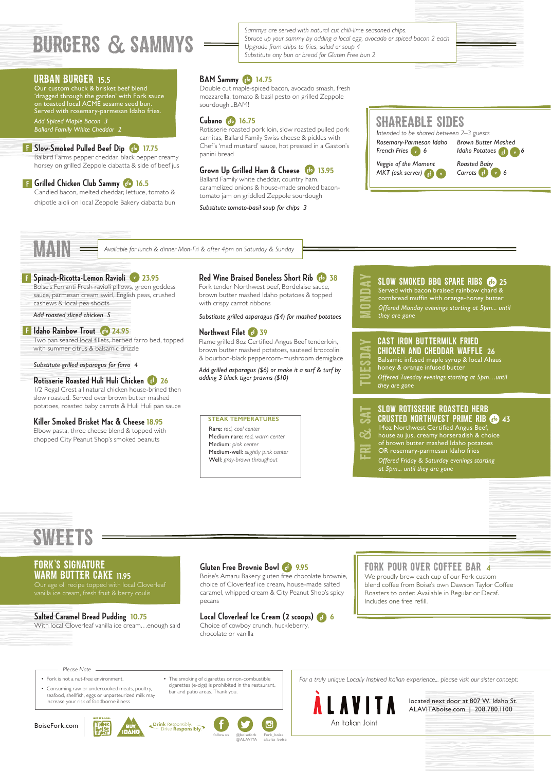# BURGERS & SAMMYS

*Sammys are served with natural cut chili-lime seasoned chips.*
*Spruce up your sammy by adding a local egg, avocado or spiced bacon 2 each*
*Upgrade from chips to fries, salad or soup 4*
*Substitute any bun or bread for Gluten Free bun 2*

### URBAN BURGER 15.5
Our custom chuck & brisket beef blend 'dragged through the garden' with Fork sauce on toasted local ACME sesame seed bun. Served with rosemary-parmesan Idaho fries.

*Add Spiced Maple Bacon 3*
*Ballard Family White Cheddar 2*

### F Slow-Smoked Pulled Beef Dip gfo 17.75
Ballard Farms pepper cheddar, black pepper creamy horsey on grilled Zeppole ciabatta & side of beef jus

### F Grilled Chicken Club Sammy gfo 16.5
Candied bacon, melted cheddar, lettuce, tomato & chipotle aioli on local Zeppole Bakery ciabatta bun

### BAM Sammy gfo 14.75
Double cut maple-spiced bacon, avocado smash, fresh mozzarella, tomato & basil pesto on grilled Zeppole sourdough...BAM!

### Cubano gfo 16.75
Rotisserie roasted pork loin, slow roasted pulled pork carnitas, Ballard Family Swiss cheese & pickles with Chef's 'mad mustard' sauce, hot pressed in a Gaston's panini bread

### Grown Up Grilled Ham & Cheese gfo 13.95
Ballard Family white cheddar, country ham, caramelized onions & house-made smoked bacon-tomato jam on griddled Zeppole sourdough

*Substitute tomato-basil soup for chips 3*

## SHAREABLE SIDES
*Intended to be shared between 2–3 guests*

- Rosemary-Parmesan Idaho French Fries v 6
- Brown Butter Mashed Idaho Potatoes gf v 6
- Veggie of the Moment MKT (ask server) gf v
- Roasted Baby Carrots gf v 6

# MAIN

*Available for lunch & dinner Mon-Fri & after 4pm on Saturday & Sunday*

### F Spinach-Ricotta-Lemon Ravioli v 23.95
Boise's Ferranti Fresh ravioli pillows, green goddess sauce, parmesan cream swirl, English peas, crushed cashews & local pea shoots

*Add roasted sliced chicken 5*

### F Idaho Rainbow Trout gfo 24.95
Two pan seared local fillets, herbed farro bed, topped with summer citrus & balsamic drizzle

*Substitute grilled asparagus for farro 4*

### Rotisserie Roasted Huli Huli Chicken gf 26
1/2 Regal Crest all natural chicken house-brined then slow roasted. Served over brown butter mashed potatoes, roasted baby carrots & Huli Huli pan sauce

### Killer Smoked Brisket Mac & Cheese 18.95
Elbow pasta, three cheese blend & topped with chopped City Peanut Shop's smoked peanuts

### Red Wine Braised Boneless Short Rib gfo 38
Fork tender Northwest beef, Bordelaise sauce, brown butter mashed Idaho potatoes & topped with crispy carrot ribbons

*Substitute grilled asparagus ($4) for mashed potatoes*

### Northwest Filet gf 39
Flame grilled 8oz Certified Angus Beef tenderloin, brown butter mashed potatoes, sauteed broccolini & bourbon-black peppercorn-mushroom demiglace

*Add grilled asparagus ($6) or make it a surf & turf by adding 3 black tiger prawns ($10)*

**STEAK TEMPERATURES**
- Rare: *red, cool center*
- Medium rare: *red, warm center*
- Medium: *pink center*
- Medium-well: *slightly pink center*
- Well: *gray-brown throughout*

### MONDAY — SLOW SMOKED BBQ SPARE RIBS gfo 25
Served with bacon braised rainbow chard & cornbread muffin with orange-honey butter

*Offered Monday evenings starting at 5pm... until they are gone*

### TUESDAY — CAST IRON BUTTERMILK FRIED CHICKEN AND CHEDDAR WAFFLE 26
Balsamic infused maple syrup & local Ahaus honey & orange infused butter

*Offered Tuesday evenings starting at 5pm…until they are gone*

### FRI & SAT — SLOW ROTISSERIE ROASTED HERB CRUSTED NORTHWEST PRIME RIB gfo 43
14oz Northwest Certified Angus Beef, house au jus, creamy horseradish & choice of brown butter mashed Idaho potatoes OR rosemary-parmesan Idaho fries

*Offered Friday & Saturday evenings starting at 5pm... until they are gone*

# SWEETS

### FORK'S SIGNATURE WARM BUTTER CAKE 11.95
Our age ol' recipe topped with local Cloverleaf vanilla ice cream, fresh fruit & berry coulis

### Salted Caramel Bread Pudding 10.75
With local Cloverleaf vanilla ice cream…enough said

### Gluten Free Brownie Bowl gf 9.95
Boise's Amaru Bakery gluten free chocolate brownie, choice of Cloverleaf ice cream, house-made salted caramel, whipped cream & City Peanut Shop's spicy pecans

### Local Cloverleaf Ice Cream (2 scoops) gf 6
Choice of cowboy crunch, huckleberry, chocolate or vanilla

## FORK POUR OVER COFFEE BAR 4
We proudly brew each cup of our Fork custom blend coffee from Boise's own Dawson Taylor Coffee Roasters to order. Available in Regular or Decaf. Includes one free refill.

*Please Note*

- Fork is not a nut-free environment.
- Consuming raw or undercooked meats, poultry, seafood, shellfish, eggs or unpasteurized milk may increase your risk of foodborne illness
- The smoking of cigarettes or non-combustible cigarettes (e-cigs) is prohibited in the restaurant, bar and patio areas. Thank you.

BoiseFork.com — Think Boise First — Buy Idaho — Drink Responsibly Drive Responsibly — follow us @boisefork @ALAVITA Fork_boise alavita_boise

*For a truly unique Locally Inspired Italian experience... please visit our sister concept:*

ÀLAVITA — An Italian Joint

located next door at 807 W. Idaho St.
ALAVITAboise.com | 208.780.1100